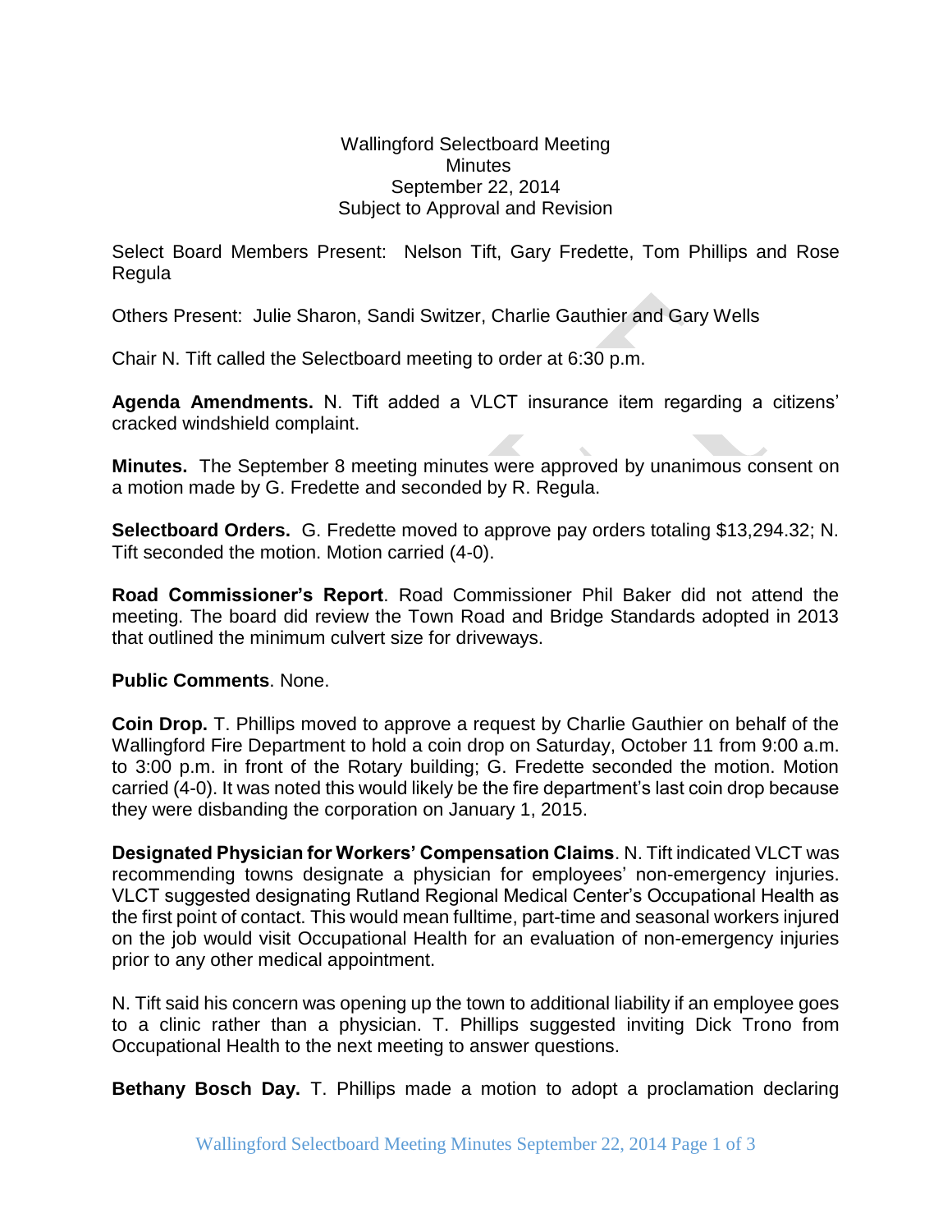Wallingford Selectboard Meeting
Minutes
September 22, 2014
Subject to Approval and Revision

Select Board Members Present: Nelson Tift, Gary Fredette, Tom Phillips and Rose Regula

Others Present: Julie Sharon, Sandi Switzer, Charlie Gauthier and Gary Wells

Chair N. Tift called the Selectboard meeting to order at 6:30 p.m.

**Agenda Amendments.** N. Tift added a VLCT insurance item regarding a citizens' cracked windshield complaint.

**Minutes.** The September 8 meeting minutes were approved by unanimous consent on a motion made by G. Fredette and seconded by R. Regula.

**Selectboard Orders.** G. Fredette moved to approve pay orders totaling $13,294.32; N. Tift seconded the motion. Motion carried (4-0).

**Road Commissioner's Report**. Road Commissioner Phil Baker did not attend the meeting. The board did review the Town Road and Bridge Standards adopted in 2013 that outlined the minimum culvert size for driveways.

**Public Comments**. None.

**Coin Drop.** T. Phillips moved to approve a request by Charlie Gauthier on behalf of the Wallingford Fire Department to hold a coin drop on Saturday, October 11 from 9:00 a.m. to 3:00 p.m. in front of the Rotary building; G. Fredette seconded the motion. Motion carried (4-0). It was noted this would likely be the fire department's last coin drop because they were disbanding the corporation on January 1, 2015.

**Designated Physician for Workers' Compensation Claims**. N. Tift indicated VLCT was recommending towns designate a physician for employees' non-emergency injuries. VLCT suggested designating Rutland Regional Medical Center's Occupational Health as the first point of contact. This would mean fulltime, part-time and seasonal workers injured on the job would visit Occupational Health for an evaluation of non-emergency injuries prior to any other medical appointment.

N. Tift said his concern was opening up the town to additional liability if an employee goes to a clinic rather than a physician. T. Phillips suggested inviting Dick Trono from Occupational Health to the next meeting to answer questions.

**Bethany Bosch Day.** T. Phillips made a motion to adopt a proclamation declaring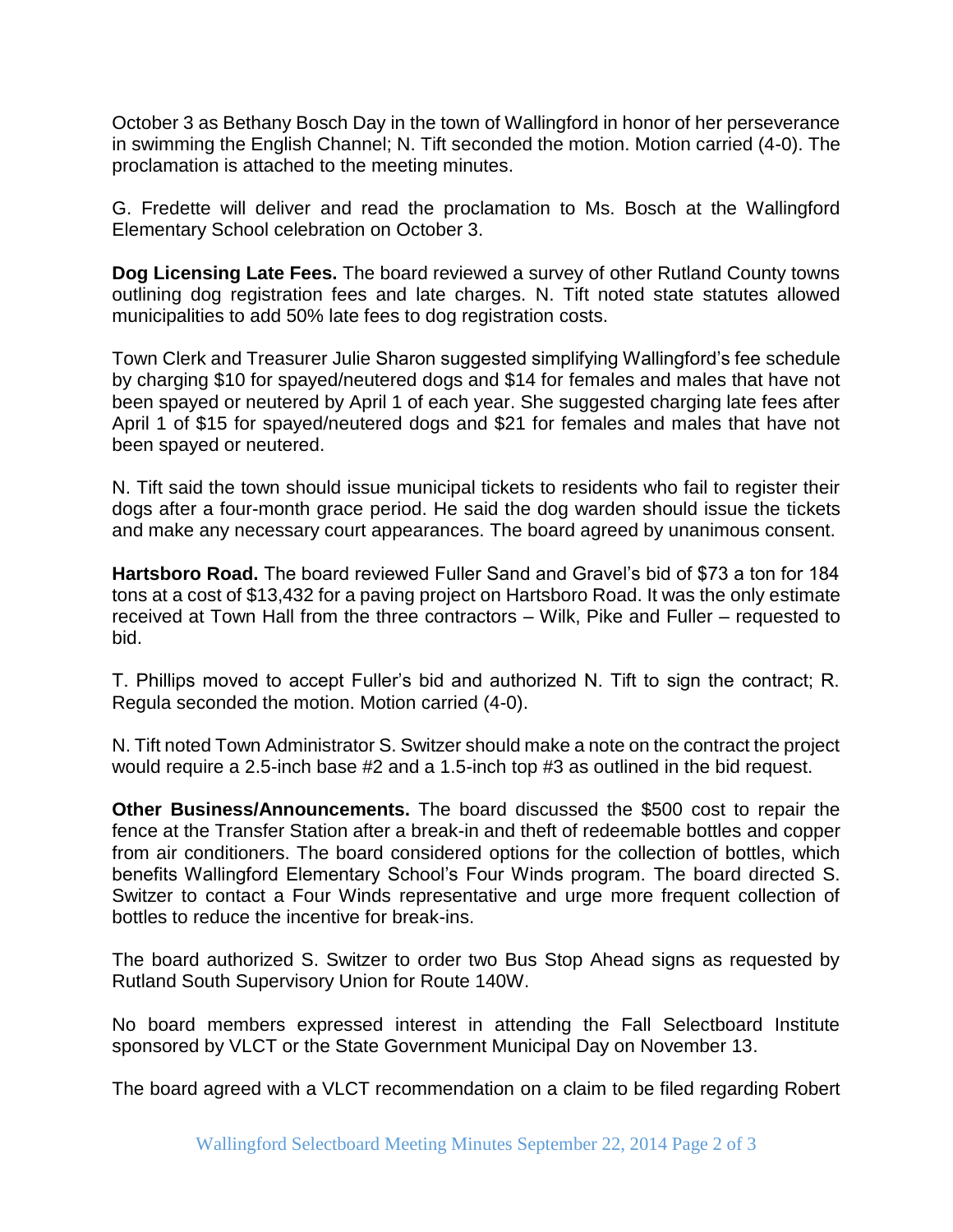October 3 as Bethany Bosch Day in the town of Wallingford in honor of her perseverance in swimming the English Channel; N. Tift seconded the motion. Motion carried (4-0). The proclamation is attached to the meeting minutes.

G. Fredette will deliver and read the proclamation to Ms. Bosch at the Wallingford Elementary School celebration on October 3.

**Dog Licensing Late Fees.** The board reviewed a survey of other Rutland County towns outlining dog registration fees and late charges. N. Tift noted state statutes allowed municipalities to add 50% late fees to dog registration costs.

Town Clerk and Treasurer Julie Sharon suggested simplifying Wallingford's fee schedule by charging $10 for spayed/neutered dogs and $14 for females and males that have not been spayed or neutered by April 1 of each year. She suggested charging late fees after April 1 of $15 for spayed/neutered dogs and $21 for females and males that have not been spayed or neutered.

N. Tift said the town should issue municipal tickets to residents who fail to register their dogs after a four-month grace period. He said the dog warden should issue the tickets and make any necessary court appearances. The board agreed by unanimous consent.

**Hartsboro Road.** The board reviewed Fuller Sand and Gravel's bid of $73 a ton for 184 tons at a cost of $13,432 for a paving project on Hartsboro Road. It was the only estimate received at Town Hall from the three contractors – Wilk, Pike and Fuller – requested to bid.

T. Phillips moved to accept Fuller's bid and authorized N. Tift to sign the contract; R. Regula seconded the motion. Motion carried (4-0).

N. Tift noted Town Administrator S. Switzer should make a note on the contract the project would require a 2.5-inch base #2 and a 1.5-inch top #3 as outlined in the bid request.

**Other Business/Announcements.** The board discussed the $500 cost to repair the fence at the Transfer Station after a break-in and theft of redeemable bottles and copper from air conditioners. The board considered options for the collection of bottles, which benefits Wallingford Elementary School's Four Winds program. The board directed S. Switzer to contact a Four Winds representative and urge more frequent collection of bottles to reduce the incentive for break-ins.

The board authorized S. Switzer to order two Bus Stop Ahead signs as requested by Rutland South Supervisory Union for Route 140W.

No board members expressed interest in attending the Fall Selectboard Institute sponsored by VLCT or the State Government Municipal Day on November 13.

The board agreed with a VLCT recommendation on a claim to be filed regarding Robert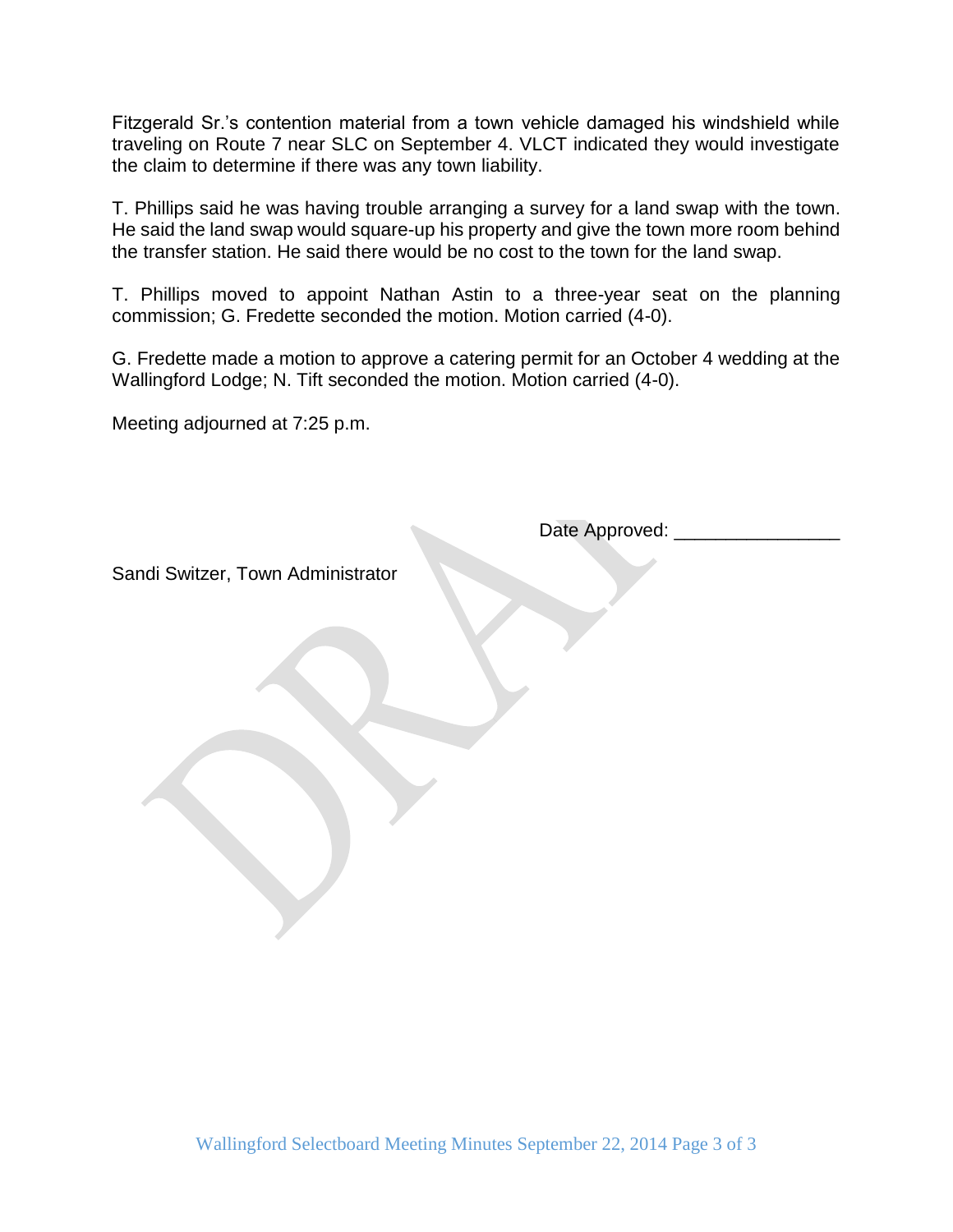Fitzgerald Sr.'s contention material from a town vehicle damaged his windshield while traveling on Route 7 near SLC on September 4. VLCT indicated they would investigate the claim to determine if there was any town liability.

T. Phillips said he was having trouble arranging a survey for a land swap with the town. He said the land swap would square-up his property and give the town more room behind the transfer station. He said there would be no cost to the town for the land swap.

T. Phillips moved to appoint Nathan Astin to a three-year seat on the planning commission; G. Fredette seconded the motion. Motion carried (4-0).

G. Fredette made a motion to approve a catering permit for an October 4 wedding at the Wallingford Lodge; N. Tift seconded the motion. Motion carried (4-0).

Meeting adjourned at 7:25 p.m.

Date Approved: ________________

Sandi Switzer, Town Administrator